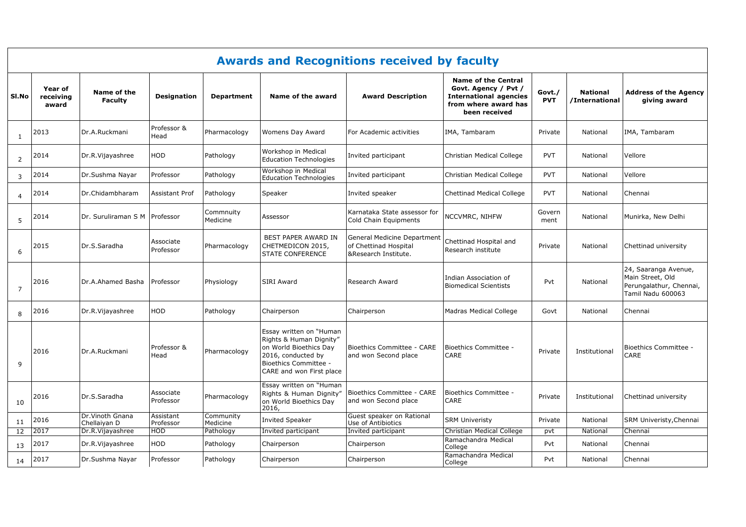# Awards and Recognitions received by faculty

| Sl.No | Year of receiving award | Name of the Faculty | Designation | Department | Name of the award | Award Description | Name of the Central Govt. Agency / Pvt / International agencies from where award has been received | Govt./ PVT | National /International | Address of the Agency giving award |
|---|---|---|---|---|---|---|---|---|---|---|
| 1 | 2013 | Dr.A.Ruckmani | Professor & Head | Pharmacology | Womens Day Award | For Academic activities | IMA, Tambaram | Private | National | IMA, Tambaram |
| 2 | 2014 | Dr.R.Vijayashree | HOD | Pathology | Workshop in Medical Education Technologies | Invited participant | Christian Medical College | PVT | National | Vellore |
| 3 | 2014 | Dr.Sushma Nayar | Professor | Pathology | Workshop in Medical Education Technologies | Invited participant | Christian Medical College | PVT | National | Vellore |
| 4 | 2014 | Dr.Chidambharam | Assistant Prof | Pathology | Speaker | Invited speaker | Chettinad Medical College | PVT | National | Chennai |
| 5 | 2014 | Dr. Suruliraman S M | Professor | Commnuity Medicine | Assessor | Karnataka State assessor for Cold Chain Equipments | NCCVMRC, NIHFW | Govern ment | National | Munirka, New Delhi |
| 6 | 2015 | Dr.S.Saradha | Associate Professor | Pharmacology | BEST PAPER AWARD IN CHETMEDICON 2015, STATE CONFERENCE | General Medicine Department of Chettinad Hospital &Research Institute. | Chettinad Hospital and Research institute | Private | National | Chettinad university |
| 7 | 2016 | Dr.A.Ahamed Basha | Professor | Physiology | SIRI Award | Research Award | Indian Association of Biomedical Scientists | Pvt | National | 24, Saaranga Avenue, Main Street, Old Perungalathur, Chennai, Tamil Nadu 600063 |
| 8 | 2016 | Dr.R.Vijayashree | HOD | Pathology | Chairperson | Chairperson | Madras Medical College | Govt | National | Chennai |
| 9 | 2016 | Dr.A.Ruckmani | Professor & Head | Pharmacology | Essay written on "Human Rights & Human Dignity" on World Bioethics Day 2016, conducted by Bioethics Committee - CARE and won First place | Bioethics Committee - CARE and won Second place | Bioethics Committee - CARE | Private | Institutional | Bioethics Committee - CARE |
| 10 | 2016 | Dr.S.Saradha | Associate Professor | Pharmacology | Essay written on "Human Rights & Human Dignity" on World Bioethics Day 2016, | Bioethics Committee - CARE and won Second place | Bioethics Committee - CARE | Private | Institutional | Chettinad university |
| 11 | 2016 | Dr.Vinoth Gnana Chellaiyan D | Assistant Professor | Community Medicine | Invited Speaker | Guest speaker on Rational Use of Antibiotics | SRM Univeristy | Private | National | SRM Univeristy,Chennai |
| 12 | 2017 | Dr.R.Vijayashree | HOD | Pathology | Invited participant | Invited participant | Christian Medical College | pvt | National | Chennai |
| 13 | 2017 | Dr.R.Vijayashree | HOD | Pathology | Chairperson | Chairperson | Ramachandra Medical College | Pvt | National | Chennai |
| 14 | 2017 | Dr.Sushma Nayar | Professor | Pathology | Chairperson | Chairperson | Ramachandra Medical College | Pvt | National | Chennai |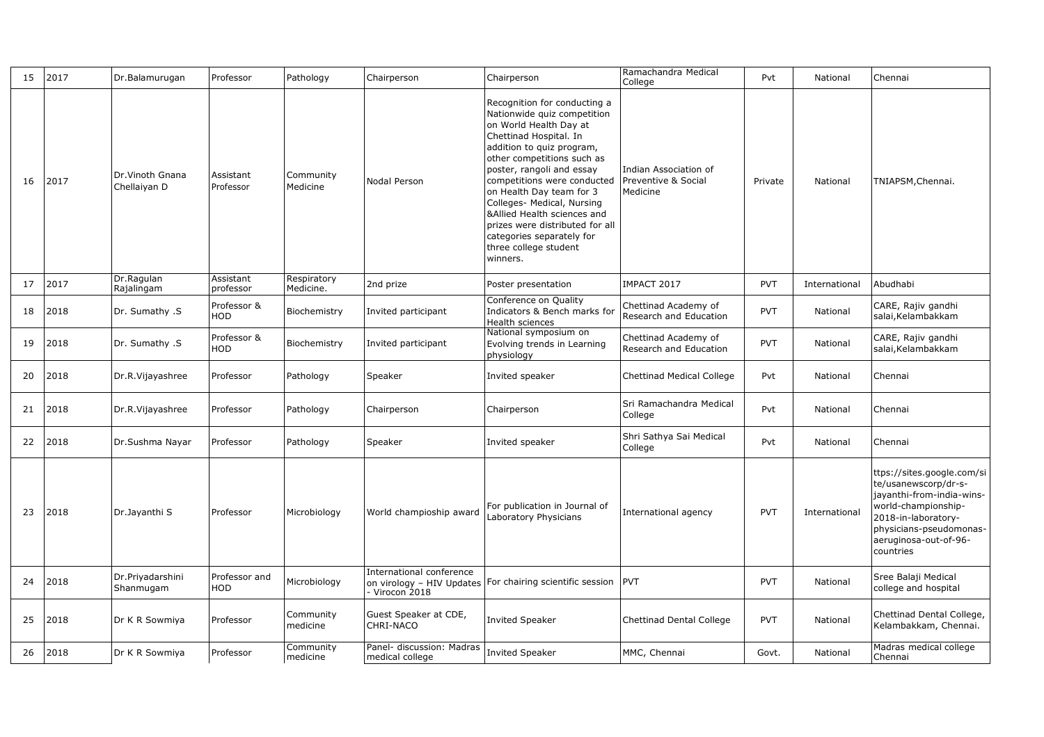| 15 | 2017 | Dr.Balamurugan | Professor | Pathology | Chairperson | Chairperson | Ramachandra Medical College | Pvt | National | Chennai |
|---|---|---|---|---|---|---|---|---|---|---|
| 16 | 2017 | Dr.Vinoth Gnana Chellaiyan D | Assistant Professor | Community Medicine | Nodal Person | Recognition for conducting a Nationwide quiz competition on World Health Day at Chettinad Hospital. In addition to quiz program, other competitions such as poster, rangoli and essay competitions were conducted on Health Day team for 3 Colleges- Medical, Nursing &Allied Health sciences and prizes were distributed for all categories separately for three college student winners. | Indian Association of Preventive & Social Medicine | Private | National | TNIAPSM,Chennai. |
| 17 | 2017 | Dr.Ragulan Rajalingam | Assistant professor | Respiratory Medicine. | 2nd prize | Poster presentation | IMPACT 2017 | PVT | International | Abudhabi |
| 18 | 2018 | Dr. Sumathy .S | Professor & HOD | Biochemistry | Invited participant | Conference on Quality Indicators & Bench marks for Health sciences | Chettinad Academy of Research and Education | PVT | National | CARE, Rajiv gandhi salai,Kelambakkam |
| 19 | 2018 | Dr. Sumathy .S | Professor & HOD | Biochemistry | Invited participant | National symposium on Evolving trends in Learning physiology | Chettinad Academy of Research and Education | PVT | National | CARE, Rajiv gandhi salai,Kelambakkam |
| 20 | 2018 | Dr.R.Vijayashree | Professor | Pathology | Speaker | Invited speaker | Chettinad Medical College | Pvt | National | Chennai |
| 21 | 2018 | Dr.R.Vijayashree | Professor | Pathology | Chairperson | Chairperson | Sri Ramachandra Medical College | Pvt | National | Chennai |
| 22 | 2018 | Dr.Sushma Nayar | Professor | Pathology | Speaker | Invited speaker | Shri Sathya Sai Medical College | Pvt | National | Chennai |
| 23 | 2018 | Dr.Jayanthi S | Professor | Microbiology | World champioship award | For publication in Journal of Laboratory Physicians | International agency | PVT | International | ttps://sites.google.com/site/usanewscorp/dr-s-jayanthi-from-india-wins-world-championship-2018-in-laboratory-physicians-pseudomonas-aeruginosa-out-of-96-countries |
| 24 | 2018 | Dr.Priyadarshini Shanmugam | Professor and HOD | Microbiology | International conference on virology – HIV Updates - Virocon 2018 | For chairing scientific session | PVT | PVT | National | Sree Balaji Medical college and hospital |
| 25 | 2018 | Dr K R Sowmiya | Professor | Community medicine | Guest Speaker at CDE, CHRI-NACO | Invited Speaker | Chettinad Dental College | PVT | National | Chettinad Dental College, Kelambakkam, Chennai. |
| 26 | 2018 | Dr K R Sowmiya | Professor | Community medicine | Panel- discussion: Madras medical college | Invited Speaker | MMC, Chennai | Govt. | National | Madras medical college Chennai |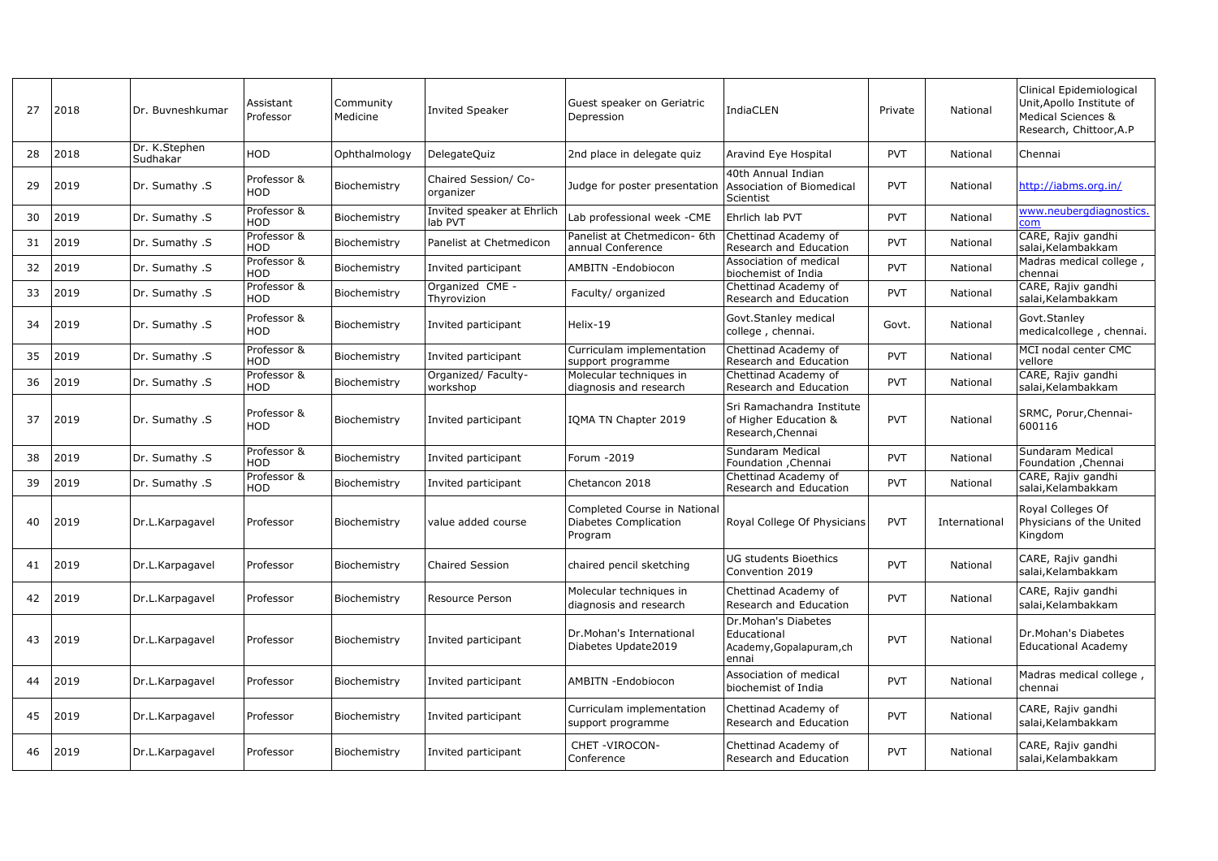| 27 | 2018 | Dr. Buvneshkumar | Assistant Professor | Community Medicine | Invited Speaker | Guest speaker on Geriatric Depression | IndiaCLEN | Private | National | Clinical Epidemiological Unit,Apollo Institute of Medical Sciences & Research, Chittoor,A.P |
|---|---|---|---|---|---|---|---|---|---|---|
| 28 | 2018 | Dr. K.Stephen Sudhakar | HOD | Ophthalmology | DelegateQuiz | 2nd place in delegate quiz | Aravind Eye Hospital | PVT | National | Chennai |
| 29 | 2019 | Dr. Sumathy .S | Professor & HOD | Biochemistry | Chaired Session/ Co-organizer | Judge for poster presentation | 40th Annual Indian Association of Biomedical Scientist | PVT | National | http://iabms.org.in/ |
| 30 | 2019 | Dr. Sumathy .S | Professor & HOD | Biochemistry | Invited speaker at Ehrlich lab PVT | Lab professional week -CME | Ehrlich lab PVT | PVT | National | www.neubergdiagnostics.com |
| 31 | 2019 | Dr. Sumathy .S | Professor & HOD | Biochemistry | Panelist at Chetmedicon | Panelist at Chetmedicon- 6th annual Conference | Chettinad Academy of Research and Education | PVT | National | CARE, Rajiv gandhi salai,Kelambakkam |
| 32 | 2019 | Dr. Sumathy .S | Professor & HOD | Biochemistry | Invited participant | AMBITN -Endobiocon | Association of medical biochemist of India | PVT | National | Madras medical college , chennai |
| 33 | 2019 | Dr. Sumathy .S | Professor & HOD | Biochemistry | Organized CME - Thyrovizion | Faculty/ organized | Chettinad Academy of Research and Education | PVT | National | CARE, Rajiv gandhi salai,Kelambakkam |
| 34 | 2019 | Dr. Sumathy .S | Professor & HOD | Biochemistry | Invited participant | Helix-19 | Govt.Stanley medical college , chennai. | Govt. | National | Govt.Stanley medicalcollege , chennai. |
| 35 | 2019 | Dr. Sumathy .S | Professor & HOD | Biochemistry | Invited participant | Curriculam implementation support programme | Chettinad Academy of Research and Education | PVT | National | MCI nodal center CMC vellore |
| 36 | 2019 | Dr. Sumathy .S | Professor & HOD | Biochemistry | Organized/ Faculty-workshop | Molecular techniques in diagnosis and research | Chettinad Academy of Research and Education | PVT | National | CARE, Rajiv gandhi salai,Kelambakkam |
| 37 | 2019 | Dr. Sumathy .S | Professor & HOD | Biochemistry | Invited participant | IQMA TN Chapter 2019 | Sri Ramachandra Institute of Higher Education & Research,Chennai | PVT | National | SRMC, Porur,Chennai-600116 |
| 38 | 2019 | Dr. Sumathy .S | Professor & HOD | Biochemistry | Invited participant | Forum -2019 | Sundaram Medical Foundation ,Chennai | PVT | National | Sundaram Medical Foundation ,Chennai |
| 39 | 2019 | Dr. Sumathy .S | Professor & HOD | Biochemistry | Invited participant | Chetancon 2018 | Chettinad Academy of Research and Education | PVT | National | CARE, Rajiv gandhi salai,Kelambakkam |
| 40 | 2019 | Dr.L.Karpagavel | Professor | Biochemistry | value added course | Completed Course in National Diabetes Complication Program | Royal College Of Physicians | PVT | International | Royal Colleges Of Physicians of the United Kingdom |
| 41 | 2019 | Dr.L.Karpagavel | Professor | Biochemistry | Chaired Session | chaired pencil sketching | UG students Bioethics Convention 2019 | PVT | National | CARE, Rajiv gandhi salai,Kelambakkam |
| 42 | 2019 | Dr.L.Karpagavel | Professor | Biochemistry | Resource Person | Molecular techniques in diagnosis and research | Chettinad Academy of Research and Education | PVT | National | CARE, Rajiv gandhi salai,Kelambakkam |
| 43 | 2019 | Dr.L.Karpagavel | Professor | Biochemistry | Invited participant | Dr.Mohan's International Diabetes Update2019 | Dr.Mohan's Diabetes Educational Academy,Gopalapuram,chennai | PVT | National | Dr.Mohan's Diabetes Educational Academy |
| 44 | 2019 | Dr.L.Karpagavel | Professor | Biochemistry | Invited participant | AMBITN -Endobiocon | Association of medical biochemist of India | PVT | National | Madras medical college , chennai |
| 45 | 2019 | Dr.L.Karpagavel | Professor | Biochemistry | Invited participant | Curriculam implementation support programme | Chettinad Academy of Research and Education | PVT | National | CARE, Rajiv gandhi salai,Kelambakkam |
| 46 | 2019 | Dr.L.Karpagavel | Professor | Biochemistry | Invited participant | CHET -VIROCON-Conference | Chettinad Academy of Research and Education | PVT | National | CARE, Rajiv gandhi salai,Kelambakkam |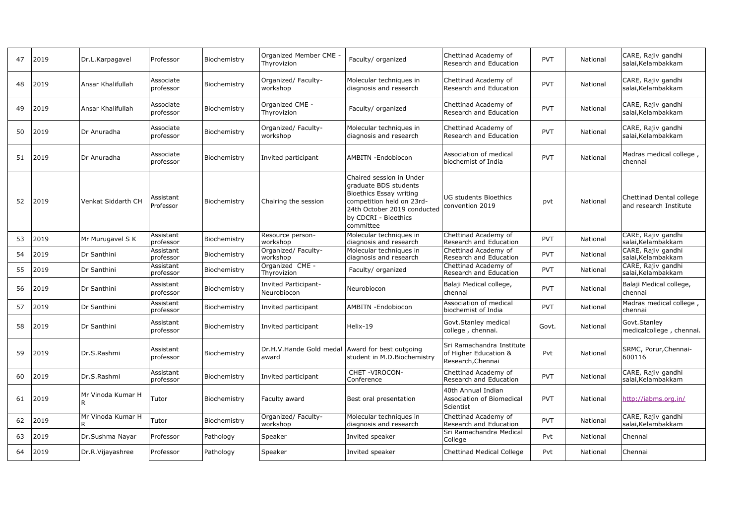| 47 | 2019 | Dr.L.Karpagavel | Professor | Biochemistry | Organized Member CME - Thyrovizion | Faculty/ organized | Chettinad Academy of Research and Education | PVT | National | CARE, Rajiv gandhi salai,Kelambakkam |
|---|---|---|---|---|---|---|---|---|---|---|
| 48 | 2019 | Ansar Khalifullah | Associate professor | Biochemistry | Organized/ Faculty- workshop | Molecular techniques in diagnosis and research | Chettinad Academy of Research and Education | PVT | National | CARE, Rajiv gandhi salai,Kelambakkam |
| 49 | 2019 | Ansar Khalifullah | Associate professor | Biochemistry | Organized CME - Thyrovizion | Faculty/ organized | Chettinad Academy of Research and Education | PVT | National | CARE, Rajiv gandhi salai,Kelambakkam |
| 50 | 2019 | Dr Anuradha | Associate professor | Biochemistry | Organized/ Faculty- workshop | Molecular techniques in diagnosis and research | Chettinad Academy of Research and Education | PVT | National | CARE, Rajiv gandhi salai,Kelambakkam |
| 51 | 2019 | Dr Anuradha | Associate professor | Biochemistry | Invited participant | AMBITN -Endobiocon | Association of medical biochemist of India | PVT | National | Madras medical college , chennai |
| 52 | 2019 | Venkat Siddarth CH | Assistant Professor | Biochemistry | Chairing the session | Chaired session in Under graduate BDS students Bioethics Essay writing competition held on 23rd-24th October 2019 conducted by CDCRI - Bioethics committee | UG students Bioethics convention 2019 | pvt | National | Chettinad Dental college and research Institute |
| 53 | 2019 | Mr Murugavel S K | Assistant professor | Biochemistry | Resource person- workshop | Molecular techniques in diagnosis and research | Chettinad Academy of Research and Education | PVT | National | CARE, Rajiv gandhi salai,Kelambakkam |
| 54 | 2019 | Dr Santhini | Assistant professor | Biochemistry | Organized/ Faculty- workshop | Molecular techniques in diagnosis and research | Chettinad Academy of Research and Education | PVT | National | CARE, Rajiv gandhi salai,Kelambakkam |
| 55 | 2019 | Dr Santhini | Assistant professor | Biochemistry | Organized CME - Thyrovizion | Faculty/ organized | Chettinad Academy of Research and Education | PVT | National | CARE, Rajiv gandhi salai,Kelambakkam |
| 56 | 2019 | Dr Santhini | Assistant professor | Biochemistry | Invited Participant- Neurobiocon | Neurobiocon | Balaji Medical college, chennai | PVT | National | Balaji Medical college, chennai |
| 57 | 2019 | Dr Santhini | Assistant professor | Biochemistry | Invited participant | AMBITN -Endobiocon | Association of medical biochemist of India | PVT | National | Madras medical college , chennai |
| 58 | 2019 | Dr Santhini | Assistant professor | Biochemistry | Invited participant | Helix-19 | Govt.Stanley medical college , chennai. | Govt. | National | Govt.Stanley medicalcollege , chennai. |
| 59 | 2019 | Dr.S.Rashmi | Assistant professor | Biochemistry | Dr.H.V.Hande Gold medal award | Award for best outgoing student in M.D.Biochemistry | Sri Ramachandra Institute of Higher Education & Research,Chennai | Pvt | National | SRMC, Porur,Chennai-600116 |
| 60 | 2019 | Dr.S.Rashmi | Assistant professor | Biochemistry | Invited participant | CHET -VIROCON- Conference | Chettinad Academy of Research and Education | PVT | National | CARE, Rajiv gandhi salai,Kelambakkam |
| 61 | 2019 | Mr Vinoda Kumar H R | Tutor | Biochemistry | Faculty award | Best oral presentation | 40th Annual Indian Association of Biomedical Scientist | PVT | National | http://iabms.org.in/ |
| 62 | 2019 | Mr Vinoda Kumar H R | Tutor | Biochemistry | Organized/ Faculty- workshop | Molecular techniques in diagnosis and research | Chettinad Academy of Research and Education | PVT | National | CARE, Rajiv gandhi salai,Kelambakkam |
| 63 | 2019 | Dr.Sushma Nayar | Professor | Pathology | Speaker | Invited speaker | Sri Ramachandra Medical College | Pvt | National | Chennai |
| 64 | 2019 | Dr.R.Vijayashree | Professor | Pathology | Speaker | Invited speaker | Chettinad Medical College | Pvt | National | Chennai |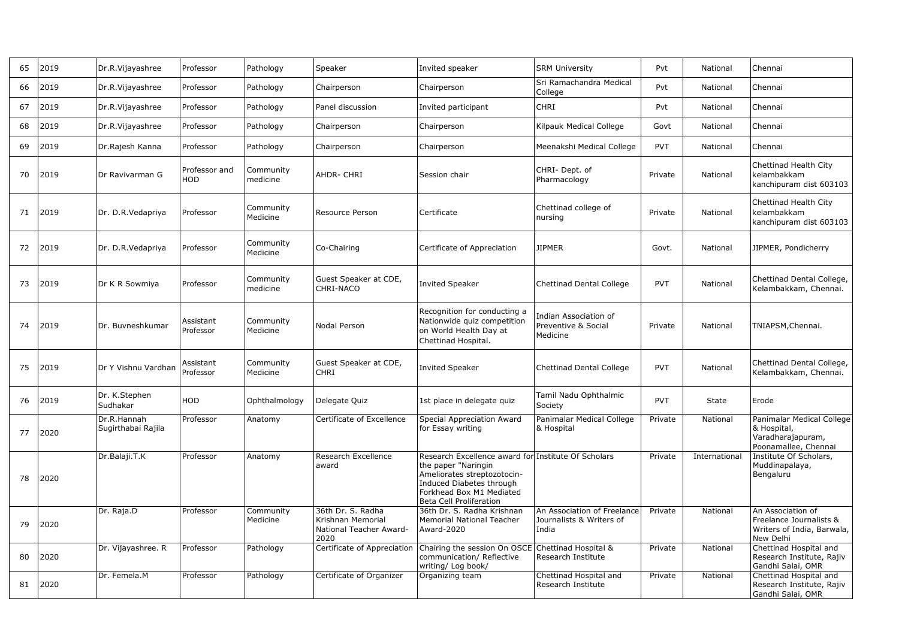| 65 | 2019 | Dr.R.Vijayashree | Professor | Pathology | Speaker | Invited speaker | SRM University | Pvt | National | Chennai |
|---|---|---|---|---|---|---|---|---|---|---|
| 66 | 2019 | Dr.R.Vijayashree | Professor | Pathology | Chairperson | Chairperson | Sri Ramachandra Medical College | Pvt | National | Chennai |
| 67 | 2019 | Dr.R.Vijayashree | Professor | Pathology | Panel discussion | Invited participant | CHRI | Pvt | National | Chennai |
| 68 | 2019 | Dr.R.Vijayashree | Professor | Pathology | Chairperson | Chairperson | Kilpauk Medical College | Govt | National | Chennai |
| 69 | 2019 | Dr.Rajesh Kanna | Professor | Pathology | Chairperson | Chairperson | Meenakshi Medical College | PVT | National | Chennai |
| 70 | 2019 | Dr Ravivarman G | Professor and HOD | Community medicine | AHDR- CHRI | Session chair | CHRI- Dept. of Pharmacology | Private | National | Chettinad Health City kelambakkam kanchipuram dist 603103 |
| 71 | 2019 | Dr. D.R.Vedapriya | Professor | Community Medicine | Resource Person | Certificate | Chettinad college of nursing | Private | National | Chettinad Health City kelambakkam kanchipuram dist 603103 |
| 72 | 2019 | Dr. D.R.Vedapriya | Professor | Community Medicine | Co-Chairing | Certificate of Appreciation | JIPMER | Govt. | National | JIPMER, Pondicherry |
| 73 | 2019 | Dr K R Sowmiya | Professor | Community medicine | Guest Speaker at CDE, CHRI-NACO | Invited Speaker | Chettinad Dental College | PVT | National | Chettinad Dental College, Kelambakkam, Chennai. |
| 74 | 2019 | Dr. Buvneshkumar | Assistant Professor | Community Medicine | Nodal Person | Recognition for conducting a Nationwide quiz competition on World Health Day at Chettinad Hospital. | Indian Association of Preventive & Social Medicine | Private | National | TNIAPSM,Chennai. |
| 75 | 2019 | Dr Y Vishnu Vardhan | Assistant Professor | Community Medicine | Guest Speaker at CDE, CHRI | Invited Speaker | Chettinad Dental College | PVT | National | Chettinad Dental College, Kelambakkam, Chennai. |
| 76 | 2019 | Dr. K.Stephen Sudhakar | HOD | Ophthalmology | Delegate Quiz | 1st place in delegate quiz | Tamil Nadu Ophthalmic Society | PVT | State | Erode |
| 77 | 2020 | Dr.R.Hannah Sugirthabai Rajila | Professor | Anatomy | Certificate of Excellence | Special Appreciation Award for Essay writing | Panimalar Medical College & Hospital | Private | National | Panimalar Medical College & Hospital, Varadharajapuram, Poonamallee, Chennai |
| 78 | 2020 | Dr.Balaji.T.K | Professor | Anatomy | Research Excellence award | Research Excellence award for the paper "Naringin Ameliorates streptozotocin-Induced Diabetes through Forkhead Box M1 Mediated Beta Cell Proliferation | Institute Of Scholars | Private | International | Institute Of Scholars, Muddinapalaya, Bengaluru |
| 79 | 2020 | Dr. Raja.D | Professor | Community Medicine | 36th Dr. S. Radha Krishnan Memorial National Teacher Award-2020 | 36th Dr. S. Radha Krishnan Memorial National Teacher Award-2020 | An Association of Freelance Journalists & Writers of India | Private | National | An Association of Freelance Journalists & Writers of India, Barwala, New Delhi |
| 80 | 2020 | Dr. Vijayashree. R | Professor | Pathology | Certificate of Appreciation | Chairing the session On OSCE communication/ Reflective writing/ Log book/ | Chettinad Hospital & Research Institute | Private | National | Chettinad Hospital and Research Institute, Rajiv Gandhi Salai, OMR |
| 81 | 2020 | Dr. Femela.M | Professor | Pathology | Certificate of Organizer | Organizing team | Chettinad Hospital and Research Institute | Private | National | Chettinad Hospital and Research Institute, Rajiv Gandhi Salai, OMR |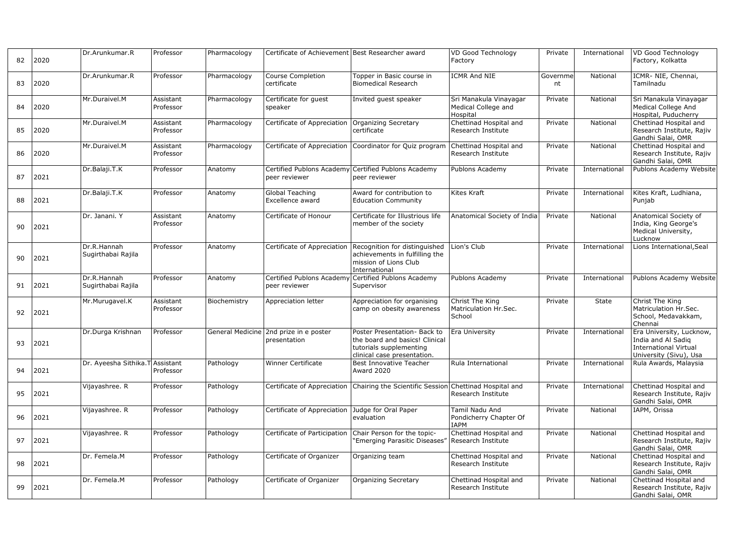| | | | | | | | | | | |
|---|---|---|---|---|---|---|---|---|---|---|
| 82 | 2020 | Dr.Arunkumar.R | Professor | Pharmacology | Certificate of Achievement | Best Researcher award | VD Good Technology Factory | Private | International | VD Good Technology Factory, Kolkatta |
| 83 | 2020 | Dr.Arunkumar.R | Professor | Pharmacology | Course Completion certificate | Topper in Basic course in Biomedical Research | ICMR And NIE | Government | National | ICMR- NIE, Chennai, Tamilnadu |
| 84 | 2020 | Mr.Duraivel.M | Assistant Professor | Pharmacology | Certificate for guest speaker | Invited guest speaker | Sri Manakula Vinayagar Medical College and Hospital | Private | National | Sri Manakula Vinayagar Medical College And Hospital, Puducherry |
| 85 | 2020 | Mr.Duraivel.M | Assistant Professor | Pharmacology | Certificate of Appreciation | Organizing Secretary certificate | Chettinad Hospital and Research Institute | Private | National | Chettinad Hospital and Research Institute, Rajiv Gandhi Salai, OMR |
| 86 | 2020 | Mr.Duraivel.M | Assistant Professor | Pharmacology | Certificate of Appreciation | Coordinator for Quiz program | Chettinad Hospital and Research Institute | Private | National | Chettinad Hospital and Research Institute, Rajiv Gandhi Salai, OMR |
| 87 | 2021 | Dr.Balaji.T.K | Professor | Anatomy | Certified Publons Academy peer reviewer | Certified Publons Academy peer reviewer | Publons Academy | Private | International | Publons Academy Website |
| 88 | 2021 | Dr.Balaji.T.K | Professor | Anatomy | Global Teaching Excellence award | Award for contribution to Education Community | Kites Kraft | Private | International | Kites Kraft, Ludhiana, Punjab |
| 90 | 2021 | Dr. Janani. Y | Assistant Professor | Anatomy | Certificate of Honour | Certificate for Illustrious life member of the society | Anatomical Society of India | Private | National | Anatomical Society of India, King George's Medical University, Lucknow |
| 90 | 2021 | Dr.R.Hannah Sugirthabai Rajila | Professor | Anatomy | Certificate of Appreciation | Recognition for distinguished achievements in fulfilling the mission of Lions Club International | Lion's Club | Private | International | Lions International,Seal |
| 91 | 2021 | Dr.R.Hannah Sugirthabai Rajila | Professor | Anatomy | Certified Publons Academy peer reviewer | Certified Publons Academy Supervisor | Publons Academy | Private | International | Publons Academy Website |
| 92 | 2021 | Mr.Murugavel.K | Assistant Professor | Biochemistry | Appreciation letter | Appreciation for organising camp on obesity awareness | Christ The King Matriculation Hr.Sec. School | Private | State | Christ The King Matriculation Hr.Sec. School, Medavakkam, Chennai |
| 93 | 2021 | Dr.Durga Krishnan | Professor | General Medicine | 2nd prize in e poster presentation | Poster Presentation- Back to the board and basics! Clinical tutorials supplementing clinical case presentation. | Era University | Private | International | Era University, Lucknow, India and Al Sadiq International Virtual University (Sivu), Usa |
| 94 | 2021 | Dr. Ayeesha Sithika.T | Assistant Professor | Pathology | Winner Certificate | Best Innovative Teacher Award 2020 | Rula International | Private | International | Rula Awards, Malaysia |
| 95 | 2021 | Vijayashree. R | Professor | Pathology | Certificate of Appreciation | Chairing the Scientific Session | Chettinad Hospital and Research Institute | Private | International | Chettinad Hospital and Research Institute, Rajiv Gandhi Salai, OMR |
| 96 | 2021 | Vijayashree. R | Professor | Pathology | Certificate of Appreciation | Judge for Oral Paper evaluation | Tamil Nadu And Pondicherry Chapter Of IAPM | Private | National | IAPM, Orissa |
| 97 | 2021 | Vijayashree. R | Professor | Pathology | Certificate of Participation | Chair Person for the topic- "Emerging Parasitic Diseases" | Chettinad Hospital and Research Institute | Private | National | Chettinad Hospital and Research Institute, Rajiv Gandhi Salai, OMR |
| 98 | 2021 | Dr. Femela.M | Professor | Pathology | Certificate of Organizer | Organizing team | Chettinad Hospital and Research Institute | Private | National | Chettinad Hospital and Research Institute, Rajiv Gandhi Salai, OMR |
| 99 | 2021 | Dr. Femela.M | Professor | Pathology | Certificate of Organizer | Organizing Secretary | Chettinad Hospital and Research Institute | Private | National | Chettinad Hospital and Research Institute, Rajiv Gandhi Salai, OMR |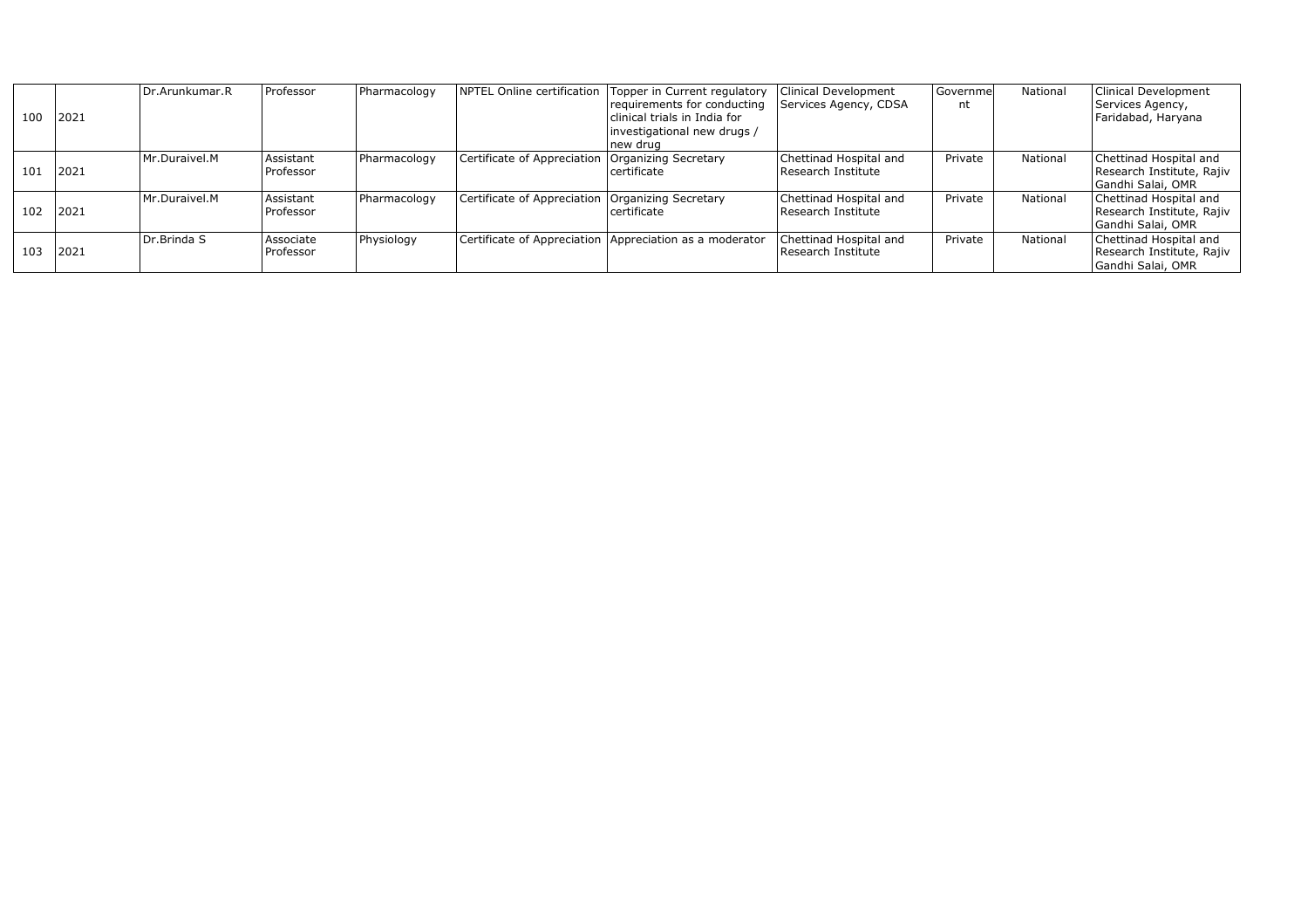| | | | | | | | | | | |
|---|---|---|---|---|---|---|---|---|---|---|
| 100 | 2021 | Dr.Arunkumar.R | Professor | Pharmacology | NPTEL Online certification | Topper in Current regulatory requirements for conducting clinical trials in India for investigational new drugs / new drug | Clinical Development Services Agency, CDSA | Government | National | Clinical Development Services Agency, Faridabad, Haryana |
| 101 | 2021 | Mr.Duraivel.M | Assistant Professor | Pharmacology | Certificate of Appreciation | Organizing Secretary certificate | Chettinad Hospital and Research Institute | Private | National | Chettinad Hospital and Research Institute, Rajiv Gandhi Salai, OMR |
| 102 | 2021 | Mr.Duraivel.M | Assistant Professor | Pharmacology | Certificate of Appreciation | Organizing Secretary certificate | Chettinad Hospital and Research Institute | Private | National | Chettinad Hospital and Research Institute, Rajiv Gandhi Salai, OMR |
| 103 | 2021 | Dr.Brinda S | Associate Professor | Physiology | Certificate of Appreciation | Appreciation as a moderator | Chettinad Hospital and Research Institute | Private | National | Chettinad Hospital and Research Institute, Rajiv Gandhi Salai, OMR |